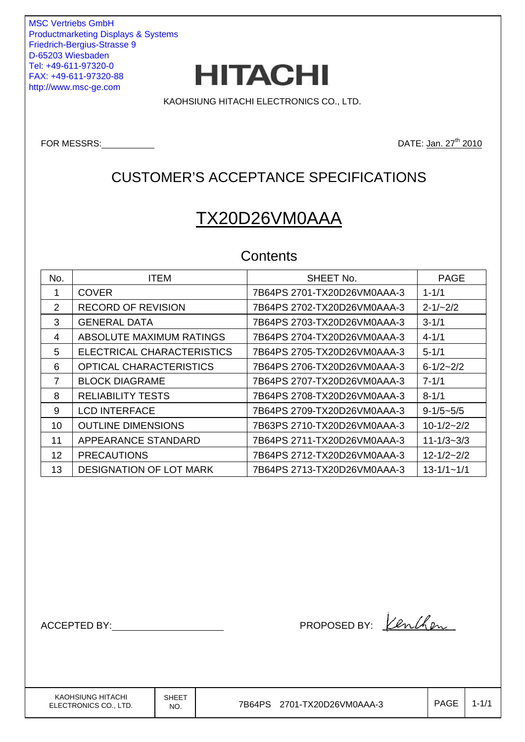MSC Vertriebs GmbH
Productmarketing Displays & Systems
Friedrich-Bergius-Strasse 9
D-65203 Wiesbaden
Tel: +49-611-97320-0
FAX: +49-611-97320-88
http://www.msc-ge.com

# HITACHI

KAOHSIUNG HITACHI ELECTRONICS CO., LTD.

FOR MESSRS: ____________  DATE: Jan. 27th 2010

## CUSTOMER'S ACCEPTANCE SPECIFICATIONS

## TX20D26VM0AAA

### Contents

| No. | ITEM | SHEET No. | PAGE |
|---|---|---|---|
| 1 | COVER | 7B64PS 2701-TX20D26VM0AAA-3 | 1-1/1 |
| 2 | RECORD OF REVISION | 7B64PS 2702-TX20D26VM0AAA-3 | 2-1/~2/2 |
| 3 | GENERAL DATA | 7B64PS 2703-TX20D26VM0AAA-3 | 3-1/1 |
| 4 | ABSOLUTE MAXIMUM RATINGS | 7B64PS 2704-TX20D26VM0AAA-3 | 4-1/1 |
| 5 | ELECTRICAL CHARACTERISTICS | 7B64PS 2705-TX20D26VM0AAA-3 | 5-1/1 |
| 6 | OPTICAL CHARACTERISTICS | 7B64PS 2706-TX20D26VM0AAA-3 | 6-1/2~2/2 |
| 7 | BLOCK DIAGRAME | 7B64PS 2707-TX20D26VM0AAA-3 | 7-1/1 |
| 8 | RELIABILITY TESTS | 7B64PS 2708-TX20D26VM0AAA-3 | 8-1/1 |
| 9 | LCD INTERFACE | 7B64PS 2709-TX20D26VM0AAA-3 | 9-1/5~5/5 |
| 10 | OUTLINE DIMENSIONS | 7B63PS 2710-TX20D26VM0AAA-3 | 10-1/2~2/2 |
| 11 | APPEARANCE STANDARD | 7B64PS 2711-TX20D26VM0AAA-3 | 11-1/3~3/3 |
| 12 | PRECAUTIONS | 7B64PS 2712-TX20D26VM0AAA-3 | 12-1/2~2/2 |
| 13 | DESIGNATION OF LOT MARK | 7B64PS 2713-TX20D26VM0AAA-3 | 13-1/1~1/1 |

ACCEPTED BY: ____________________  PROPOSED BY: Ken Chen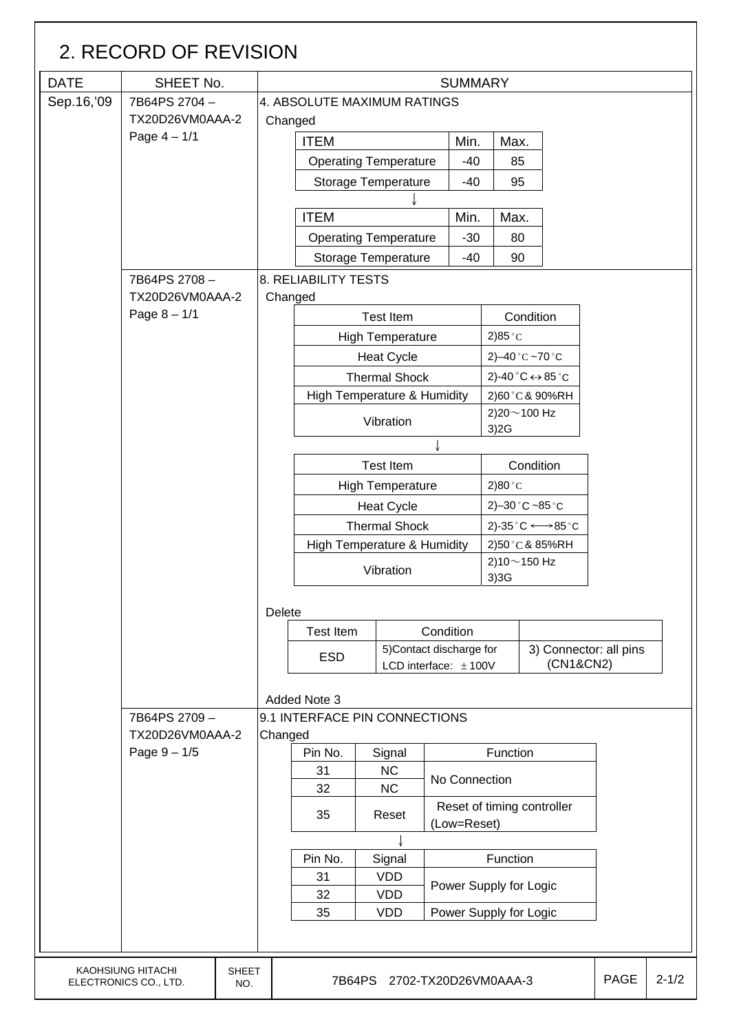## 2. RECORD OF REVISION

| DATE | SHEET No. | SUMMARY |
|---|---|---|
| Sep.16,'09 | 7B64PS 2704 – TX20D26VM0AAA-2 Page 4 – 1/1 | 4. ABSOLUTE MAXIMUM RATINGS<br>Changed<br>ITEM / Min. / Max.<br>Operating Temperature / -40 / 85<br>Storage Temperature / -40 / 95<br>↓<br>ITEM / Min. / Max.<br>Operating Temperature / -30 / 80<br>Storage Temperature / -40 / 90 |
| | 7B64PS 2708 – TX20D26VM0AAA-2 Page 8 – 1/1 | 8. RELIABILITY TESTS<br>Changed<br>Test Item / Condition<br>High Temperature / 2)85°C<br>Heat Cycle / 2)–40°C~70°C<br>Thermal Shock / 2)-40°C↔85°C<br>High Temperature & Humidity / 2)60°C & 90%RH<br>Vibration / 2)20～100 Hz 3)2G<br>↓<br>Test Item / Condition<br>High Temperature / 2)80°C<br>Heat Cycle / 2)–30°C~85°C<br>Thermal Shock / 2)-35°C ⟷85°C<br>High Temperature & Humidity / 2)50°C & 85%RH<br>Vibration / 2)10～150 Hz 3)3G<br><br>Delete<br>Test Item / Condition<br>ESD / 5)Contact discharge for LCD interface: ±100V / 3) Connector: all pins (CN1&CN2)<br><br>Added Note 3 |
| | 7B64PS 2709 – TX20D26VM0AAA-2 Page 9 – 1/5 | 9.1 INTERFACE PIN CONNECTIONS<br>Changed<br>Pin No. / Signal / Function<br>31 / NC / No Connection<br>32 / NC / No Connection<br>35 / Reset / Reset of timing controller (Low=Reset)<br>↓<br>Pin No. / Signal / Function<br>31 / VDD / Power Supply for Logic<br>32 / VDD / Power Supply for Logic<br>35 / VDD / Power Supply for Logic |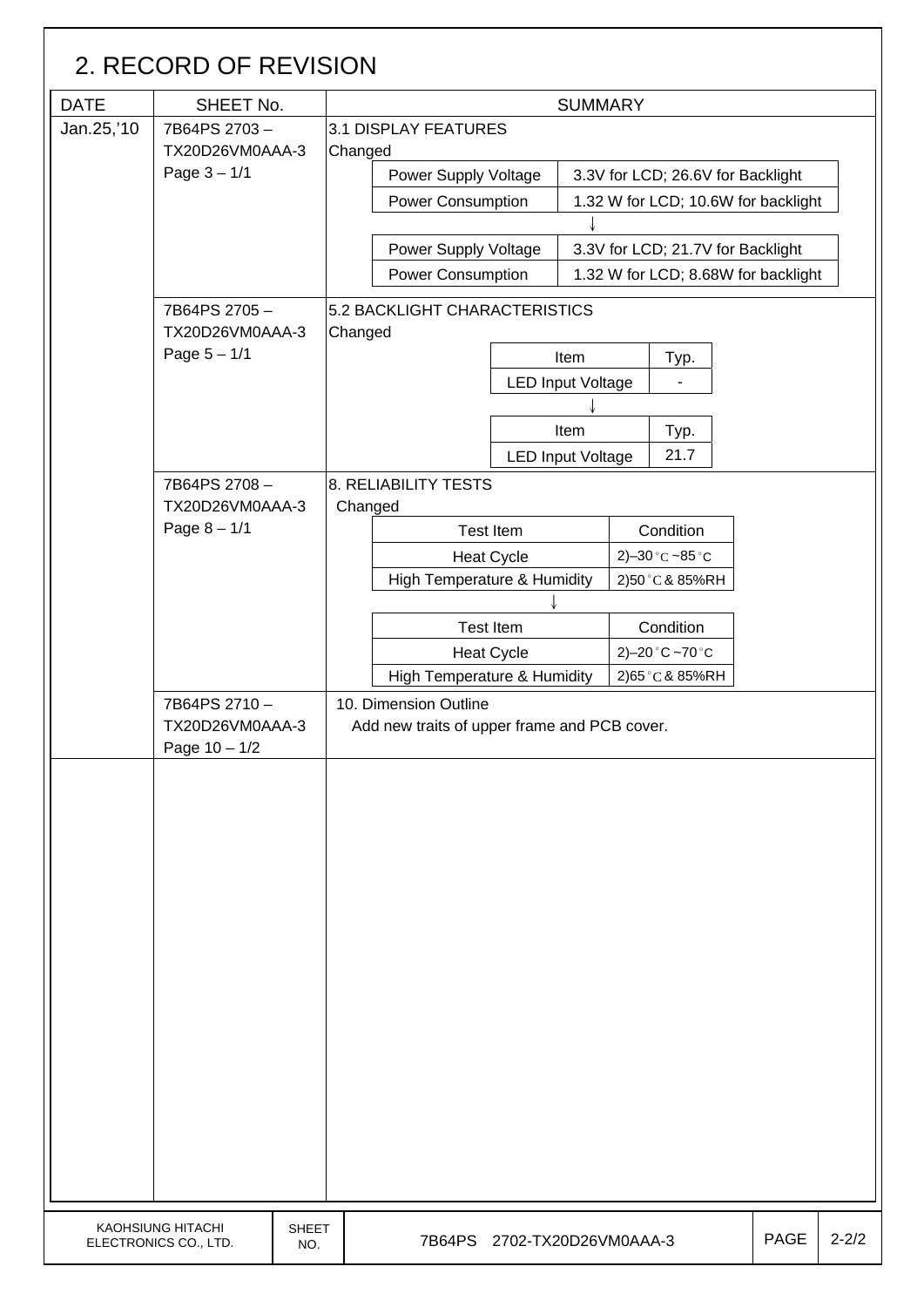## 2. RECORD OF REVISION

| DATE | SHEET No. | SUMMARY |
|---|---|---|
| Jan.25,'10 | 7B64PS 2703 – TX20D26VM0AAA-3 Page 3 – 1/1 | 3.1 DISPLAY FEATURES<br>Changed<br>Power Supply Voltage: 3.3V for LCD; 26.6V for Backlight<br>Power Consumption: 1.32 W for LCD; 10.6W for backlight<br>↓<br>Power Supply Voltage: 3.3V for LCD; 21.7V for Backlight<br>Power Consumption: 1.32 W for LCD; 8.68W for backlight |
| | 7B64PS 2705 – TX20D26VM0AAA-3 Page 5 – 1/1 | 5.2 BACKLIGHT CHARACTERISTICS<br>Changed<br>Item / Typ.: LED Input Voltage / -<br>↓<br>Item / Typ.: LED Input Voltage / 21.7 |
| | 7B64PS 2708 – TX20D26VM0AAA-3 Page 8 – 1/1 | 8. RELIABILITY TESTS<br>Changed<br>Test Item / Condition<br>Heat Cycle: 2)–30°C ~85°C<br>High Temperature & Humidity: 2)50°C & 85%RH<br>↓<br>Test Item / Condition<br>Heat Cycle: 2)–20°C ~70°C<br>High Temperature & Humidity: 2)65°C & 85%RH |
| | 7B64PS 2710 – TX20D26VM0AAA-3 Page 10 – 1/2 | 10. Dimension Outline<br>Add new traits of upper frame and PCB cover. |

| KAOHSIUNG HITACHI ELECTRONICS CO., LTD. | SHEET NO. | 7B64PS 2702-TX20D26VM0AAA-3 | PAGE | 2-2/2 |
|---|---|---|---|---|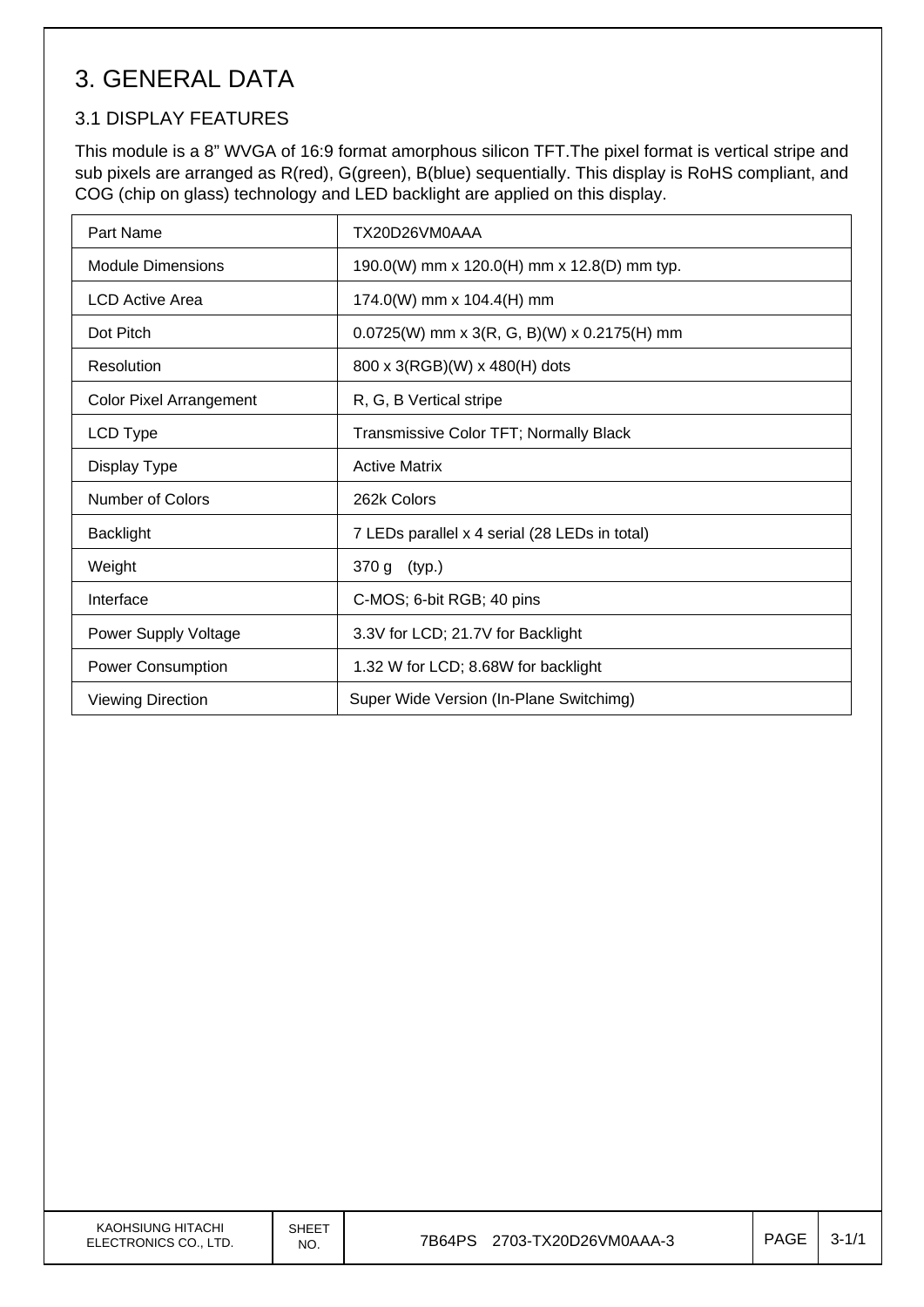# 3. GENERAL DATA

## 3.1 DISPLAY FEATURES

This module is a 8" WVGA of 16:9 format amorphous silicon TFT.The pixel format is vertical stripe and sub pixels are arranged as R(red), G(green), B(blue) sequentially. This display is RoHS compliant, and COG (chip on glass) technology and LED backlight are applied on this display.

| Part Name | TX20D26VM0AAA |
|---|---|
| Module Dimensions | 190.0(W) mm x 120.0(H) mm x 12.8(D) mm typ. |
| LCD Active Area | 174.0(W) mm x 104.4(H) mm |
| Dot Pitch | 0.0725(W) mm x 3(R, G, B)(W) x 0.2175(H) mm |
| Resolution | 800 x 3(RGB)(W) x 480(H) dots |
| Color Pixel Arrangement | R, G, B Vertical stripe |
| LCD Type | Transmissive Color TFT; Normally Black |
| Display Type | Active Matrix |
| Number of Colors | 262k Colors |
| Backlight | 7 LEDs parallel x 4 serial (28 LEDs in total) |
| Weight | 370 g (typ.) |
| Interface | C-MOS; 6-bit RGB; 40 pins |
| Power Supply Voltage | 3.3V for LCD; 21.7V for Backlight |
| Power Consumption | 1.32 W for LCD; 8.68W for backlight |
| Viewing Direction | Super Wide Version (In-Plane Switchimg) |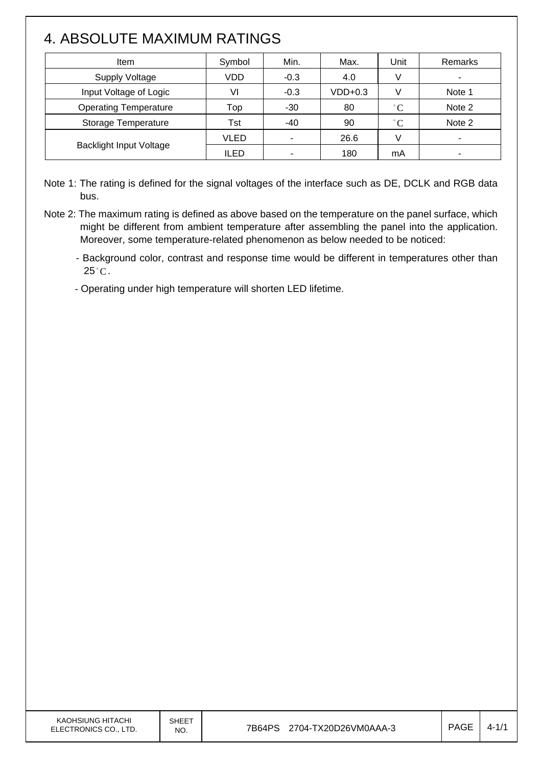# 4. ABSOLUTE MAXIMUM RATINGS

| Item | Symbol | Min. | Max. | Unit | Remarks |
|---|---|---|---|---|---|
| Supply Voltage | VDD | -0.3 | 4.0 | V | - |
| Input Voltage of Logic | VI | -0.3 | VDD+0.3 | V | Note 1 |
| Operating Temperature | Top | -30 | 80 | ˚C | Note 2 |
| Storage Temperature | Tst | -40 | 90 | ˚C | Note 2 |
| Backlight Input Voltage | VLED | - | 26.6 | V | - |
| | ILED | - | 180 | mA | - |

Note 1: The rating is defined for the signal voltages of the interface such as DE, DCLK and RGB data bus.

Note 2: The maximum rating is defined as above based on the temperature on the panel surface, which might be different from ambient temperature after assembling the panel into the application. Moreover, some temperature-related phenomenon as below needed to be noticed:

- Background color, contrast and response time would be different in temperatures other than 25˚C.
- Operating under high temperature will shorten LED lifetime.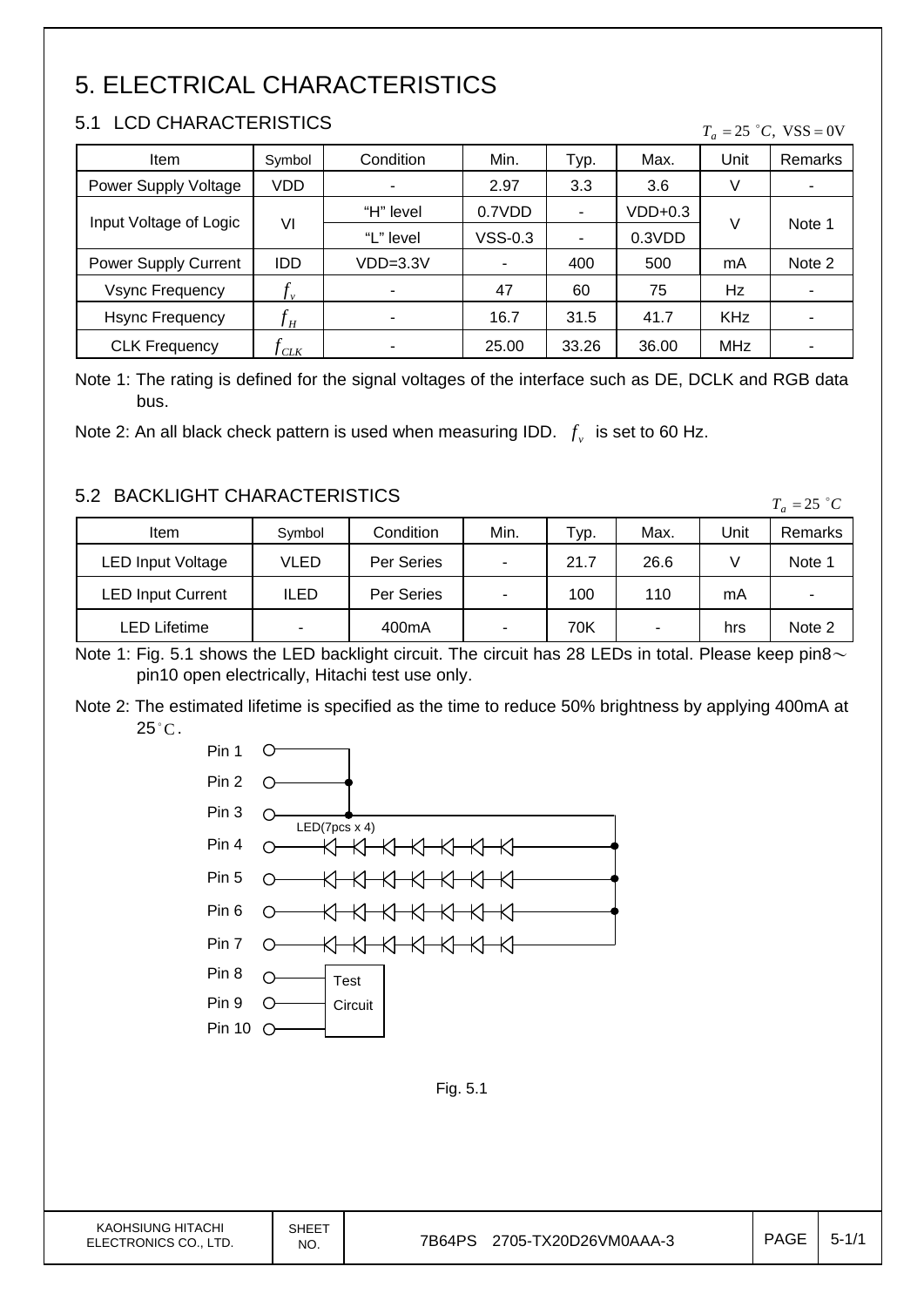# 5. ELECTRICAL CHARACTERISTICS

## 5.1 LCD CHARACTERISTICS

$T_a = 25\ ^{\circ}C,\ \mathrm{VSS} = 0\mathrm{V}$

| Item | Symbol | Condition | Min. | Typ. | Max. | Unit | Remarks |
|---|---|---|---|---|---|---|---|
| Power Supply Voltage | VDD | - | 2.97 | 3.3 | 3.6 | V | - |
| Input Voltage of Logic | VI | “H” level | 0.7VDD | - | VDD+0.3 | V | Note 1 |
| | | “L” level | VSS-0.3 | - | 0.3VDD | | |
| Power Supply Current | IDD | VDD=3.3V | - | 400 | 500 | mA | Note 2 |
| Vsync Frequency | $f_v$ | - | 47 | 60 | 75 | Hz | - |
| Hsync Frequency | $f_H$ | - | 16.7 | 31.5 | 41.7 | KHz | - |
| CLK Frequency | $f_{CLK}$ | - | 25.00 | 33.26 | 36.00 | MHz | - |

Note 1: The rating is defined for the signal voltages of the interface such as DE, DCLK and RGB data bus.

Note 2: An all black check pattern is used when measuring IDD. $f_v$ is set to 60 Hz.

## 5.2 BACKLIGHT CHARACTERISTICS

$T_a = 25\ ^{\circ}C$

| Item | Symbol | Condition | Min. | Typ. | Max. | Unit | Remarks |
|---|---|---|---|---|---|---|---|
| LED Input Voltage | VLED | Per Series | - | 21.7 | 26.6 | V | Note 1 |
| LED Input Current | ILED | Per Series | - | 100 | 110 | mA | - |
| LED Lifetime | - | 400mA | - | 70K | - | hrs | Note 2 |

Note 1: Fig. 5.1 shows the LED backlight circuit. The circuit has 28 LEDs in total. Please keep pin8～pin10 open electrically, Hitachi test use only.

Note 2: The estimated lifetime is specified as the time to reduce 50% brightness by applying 400mA at 25°C.

Pin 1
Pin 2
Pin 3
LED(7pcs x 4)
Pin 4
Pin 5
Pin 6
Pin 7
Pin 8
Pin 9
Pin 10
Test Circuit

Fig. 5.1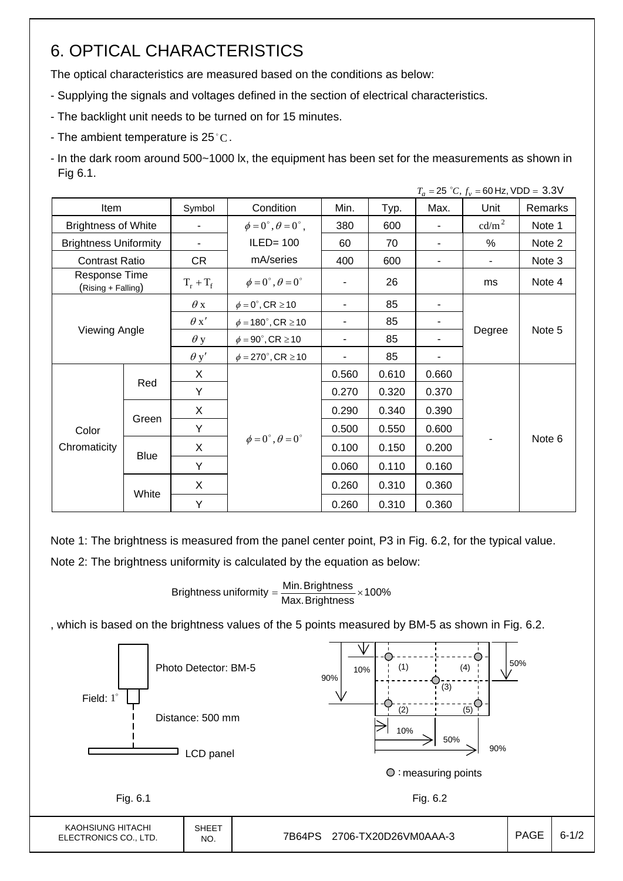# 6. OPTICAL CHARACTERISTICS

The optical characteristics are measured based on the conditions as below:

- Supplying the signals and voltages defined in the section of electrical characteristics.
- The backlight unit needs to be turned on for 15 minutes.
- The ambient temperature is 25°C.
- In the dark room around 500~1000 lx, the equipment has been set for the measurements as shown in Fig 6.1.

$T_a = 25\ ^\circ C,\ f_v = 60$ Hz, VDD = 3.3V

| Item | | Symbol | Condition | Min. | Typ. | Max. | Unit | Remarks |
|---|---|---|---|---|---|---|---|---|
| Brightness of White | | - | $\phi = 0^\circ, \theta = 0^\circ$, ILED= 100 mA/series | 380 | 600 | - | $cd/m^2$ | Note 1 |
| Brightness Uniformity | | - | | 60 | 70 | - | % | Note 2 |
| Contrast Ratio | | CR | | 400 | 600 | - | - | Note 3 |
| Response Time (Rising + Falling) | | $T_r + T_f$ | $\phi = 0^\circ, \theta = 0^\circ$ | - | 26 | | ms | Note 4 |
| Viewing Angle | | $\theta$ x | $\phi = 0^\circ$, CR $\geq 10$ | - | 85 | - | Degree | Note 5 |
| | | $\theta$ x′ | $\phi = 180^\circ$, CR $\geq 10$ | - | 85 | - | | |
| | | $\theta$ y | $\phi = 90^\circ$, CR $\geq 10$ | - | 85 | - | | |
| | | $\theta$ y′ | $\phi = 270^\circ$, CR $\geq 10$ | - | 85 | - | | |
| Color Chromaticity | Red | X | $\phi = 0^\circ, \theta = 0^\circ$ | 0.560 | 0.610 | 0.660 | - | Note 6 |
| | | Y | | 0.270 | 0.320 | 0.370 | | |
| | Green | X | | 0.290 | 0.340 | 0.390 | | |
| | | Y | | 0.500 | 0.550 | 0.600 | | |
| | Blue | X | | 0.100 | 0.150 | 0.200 | | |
| | | Y | | 0.060 | 0.110 | 0.160 | | |
| | White | X | | 0.260 | 0.310 | 0.360 | | |
| | | Y | | 0.260 | 0.310 | 0.360 | | |

Note 1: The brightness is measured from the panel center point, P3 in Fig. 6.2, for the typical value.

Note 2: The brightness uniformity is calculated by the equation as below:

$$\text{Brightness uniformity} = \frac{\text{Min. Brightness}}{\text{Max. Brightness}} \times 100\%$$

, which is based on the brightness values of the 5 points measured by BM-5 as shown in Fig. 6.2.

Photo Detector: BM-5

Field: 1°

Distance: 500 mm

LCD panel

Fig. 6.1

10% 90% 50% (1) (2) (3) (4) (5) 10% 50% 90%

○ : measuring points

Fig. 6.2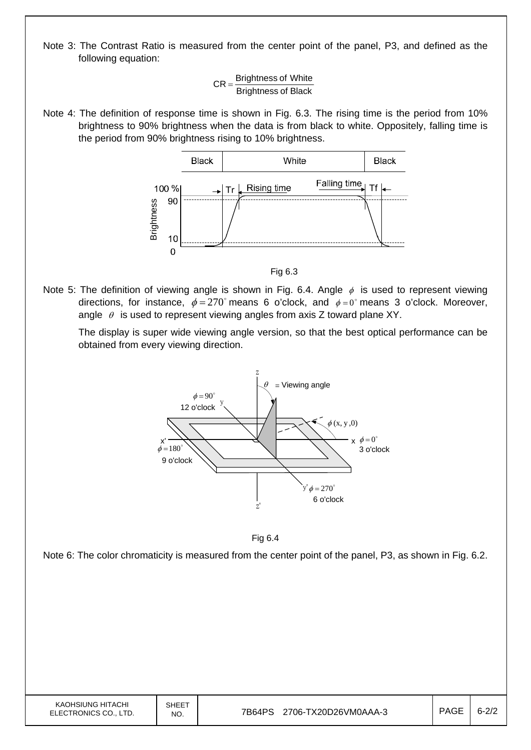Note 3: The Contrast Ratio is measured from the center point of the panel, P3, and defined as the following equation:

$$CR = \frac{\text{Brightness of White}}{\text{Brightness of Black}}$$

Note 4: The definition of response time is shown in Fig. 6.3. The rising time is the period from 10% brightness to 90% brightness when the data is from black to white. Oppositely, falling time is the period from 90% brightness rising to 10% brightness.

Fig 6.3

Note 5: The definition of viewing angle is shown in Fig. 6.4. Angle $\phi$ is used to represent viewing directions, for instance, $\phi = 270^\circ$ means 6 o'clock, and $\phi = 0^\circ$ means 3 o'clock. Moreover, angle $\theta$ is used to represent viewing angles from axis Z toward plane XY.

The display is super wide viewing angle version, so that the best optical performance can be obtained from every viewing direction.

Fig 6.4

Note 6: The color chromaticity is measured from the center point of the panel, P3, as shown in Fig. 6.2.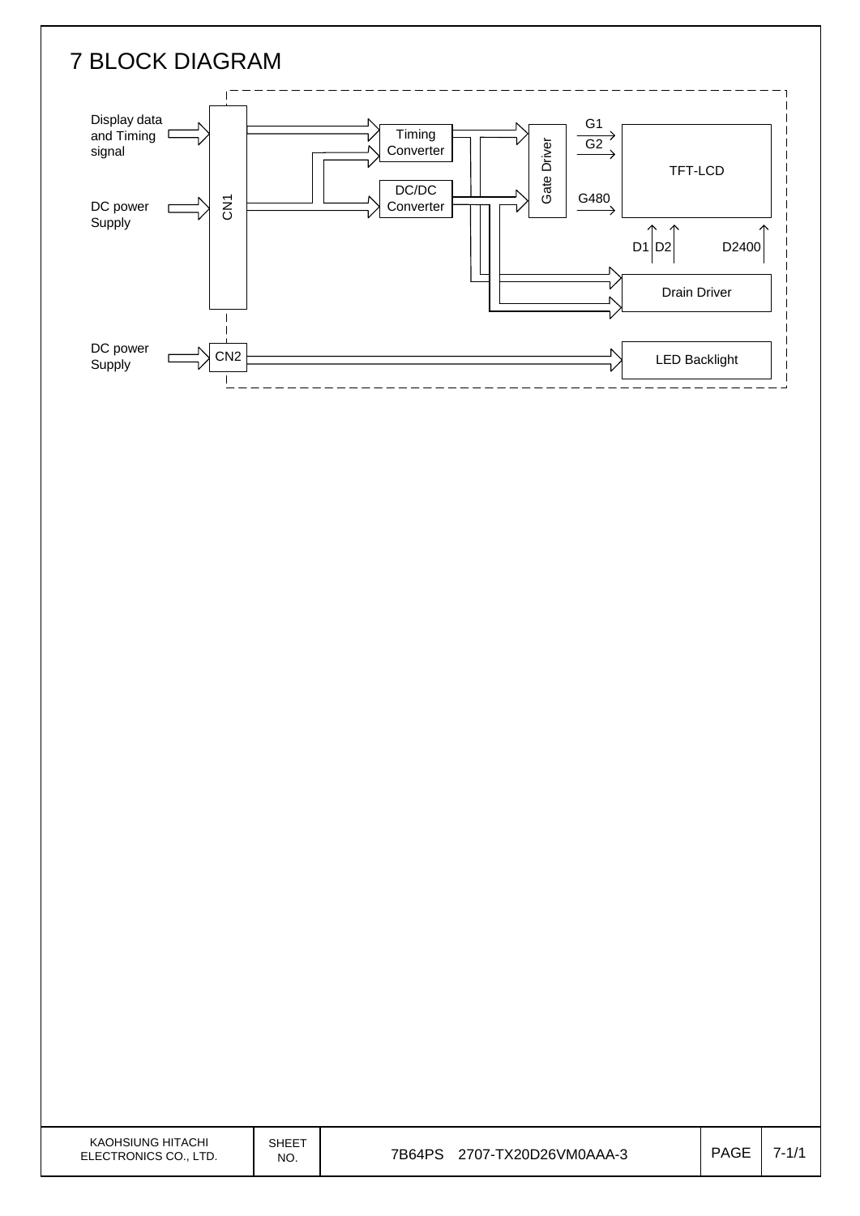# 7 BLOCK DIAGRAM

Display data and Timing signal

DC power Supply

CN1

Timing Converter

DC/DC Converter

Gate Driver

G1

G2

G480

TFT-LCD

D1 D2 D2400

Drain Driver

DC power Supply

CN2

LED Backlight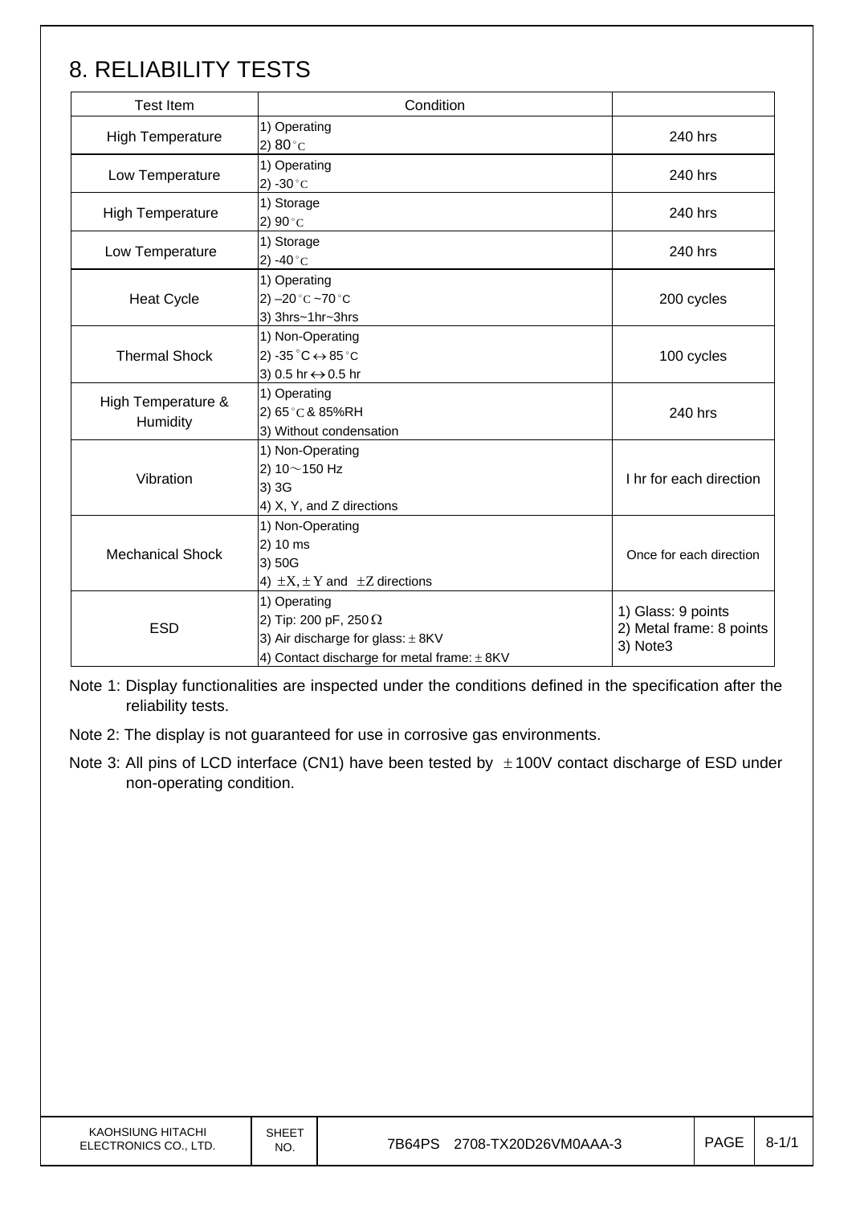# 8. RELIABILITY TESTS

| Test Item | Condition | |
|---|---|---|
| High Temperature | 1) Operating<br>2) 80°C | 240 hrs |
| Low Temperature | 1) Operating<br>2) -30°C | 240 hrs |
| High Temperature | 1) Storage<br>2) 90°C | 240 hrs |
| Low Temperature | 1) Storage<br>2) -40°C | 240 hrs |
| Heat Cycle | 1) Operating<br>2) –20°C ~70°C<br>3) 3hrs~1hr~3hrs | 200 cycles |
| Thermal Shock | 1) Non-Operating<br>2) -35°C ↔ 85°C<br>3) 0.5 hr ↔ 0.5 hr | 100 cycles |
| High Temperature & Humidity | 1) Operating<br>2) 65°C & 85%RH<br>3) Without condensation | 240 hrs |
| Vibration | 1) Non-Operating<br>2) 10～150 Hz<br>3) 3G<br>4) X, Y, and Z directions | I hr for each direction |
| Mechanical Shock | 1) Non-Operating<br>2) 10 ms<br>3) 50G<br>4) ±X, ± Y and ±Z directions | Once for each direction |
| ESD | 1) Operating<br>2) Tip: 200 pF, 250 Ω<br>3) Air discharge for glass: ± 8KV<br>4) Contact discharge for metal frame: ± 8KV | 1) Glass: 9 points<br>2) Metal frame: 8 points<br>3) Note3 |

Note 1: Display functionalities are inspected under the conditions defined in the specification after the reliability tests.

Note 2: The display is not guaranteed for use in corrosive gas environments.

Note 3: All pins of LCD interface (CN1) have been tested by ±100V contact discharge of ESD under non-operating condition.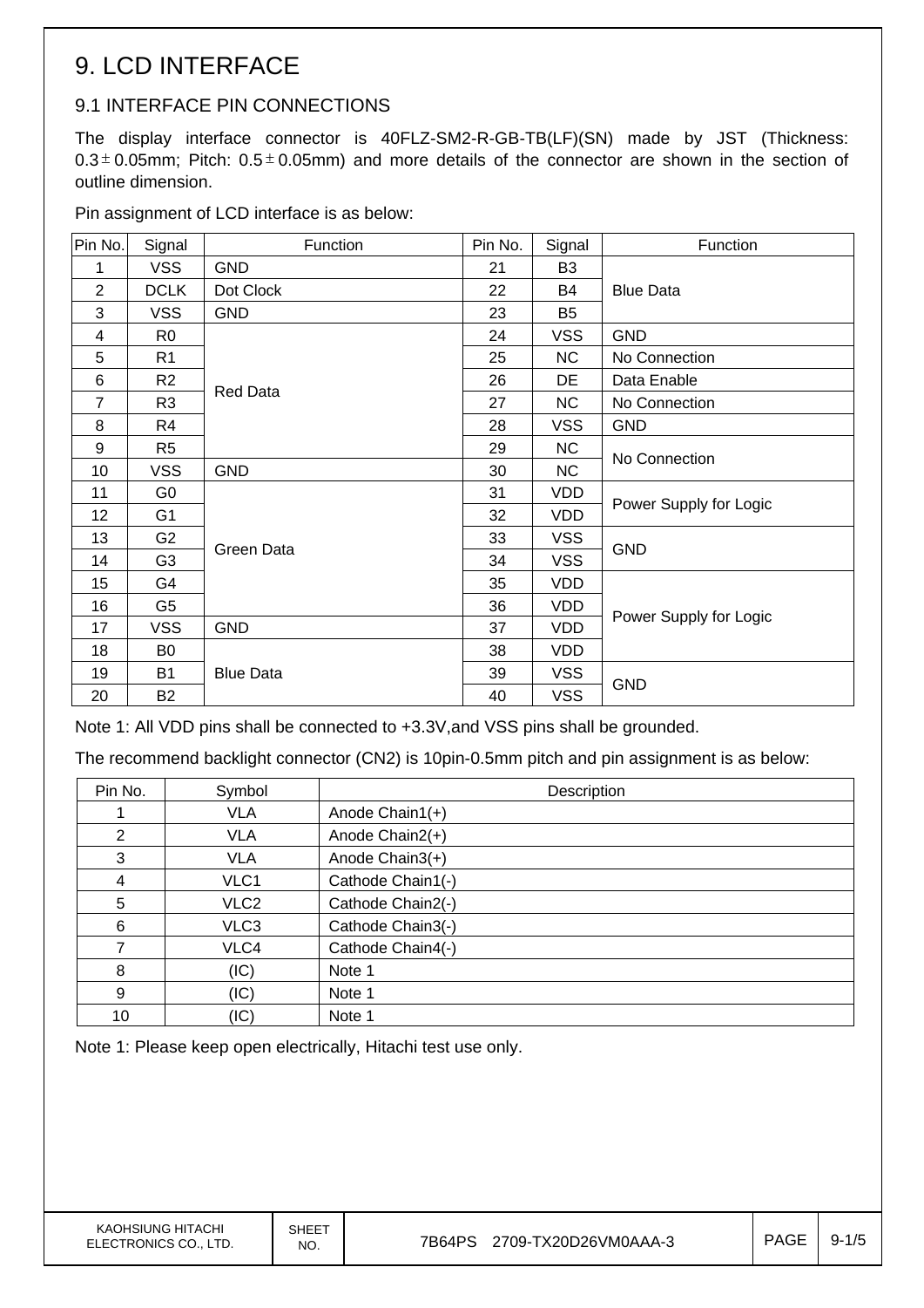# 9. LCD INTERFACE

## 9.1 INTERFACE PIN CONNECTIONS

The display interface connector is 40FLZ-SM2-R-GB-TB(LF)(SN) made by JST (Thickness: 0.3±0.05mm; Pitch: 0.5±0.05mm) and more details of the connector are shown in the section of outline dimension.

Pin assignment of LCD interface is as below:

| Pin No. | Signal | Function | Pin No. | Signal | Function |
|---|---|---|---|---|---|
| 1 | VSS | GND | 21 | B3 | Blue Data |
| 2 | DCLK | Dot Clock | 22 | B4 | |
| 3 | VSS | GND | 23 | B5 | |
| 4 | R0 | Red Data | 24 | VSS | GND |
| 5 | R1 | | 25 | NC | No Connection |
| 6 | R2 | | 26 | DE | Data Enable |
| 7 | R3 | | 27 | NC | No Connection |
| 8 | R4 | | 28 | VSS | GND |
| 9 | R5 | | 29 | NC | No Connection |
| 10 | VSS | GND | 30 | NC | |
| 11 | G0 | Green Data | 31 | VDD | Power Supply for Logic |
| 12 | G1 | | 32 | VDD | |
| 13 | G2 | | 33 | VSS | GND |
| 14 | G3 | | 34 | VSS | |
| 15 | G4 | | 35 | VDD | Power Supply for Logic |
| 16 | G5 | | 36 | VDD | |
| 17 | VSS | GND | 37 | VDD | |
| 18 | B0 | Blue Data | 38 | VDD | |
| 19 | B1 | | 39 | VSS | GND |
| 20 | B2 | | 40 | VSS | |

Note 1: All VDD pins shall be connected to +3.3V,and VSS pins shall be grounded.

The recommend backlight connector (CN2) is 10pin-0.5mm pitch and pin assignment is as below:

| Pin No. | Symbol | Description |
|---|---|---|
| 1 | VLA | Anode Chain1(+) |
| 2 | VLA | Anode Chain2(+) |
| 3 | VLA | Anode Chain3(+) |
| 4 | VLC1 | Cathode Chain1(-) |
| 5 | VLC2 | Cathode Chain2(-) |
| 6 | VLC3 | Cathode Chain3(-) |
| 7 | VLC4 | Cathode Chain4(-) |
| 8 | (IC) | Note 1 |
| 9 | (IC) | Note 1 |
| 10 | (IC) | Note 1 |

Note 1: Please keep open electrically, Hitachi test use only.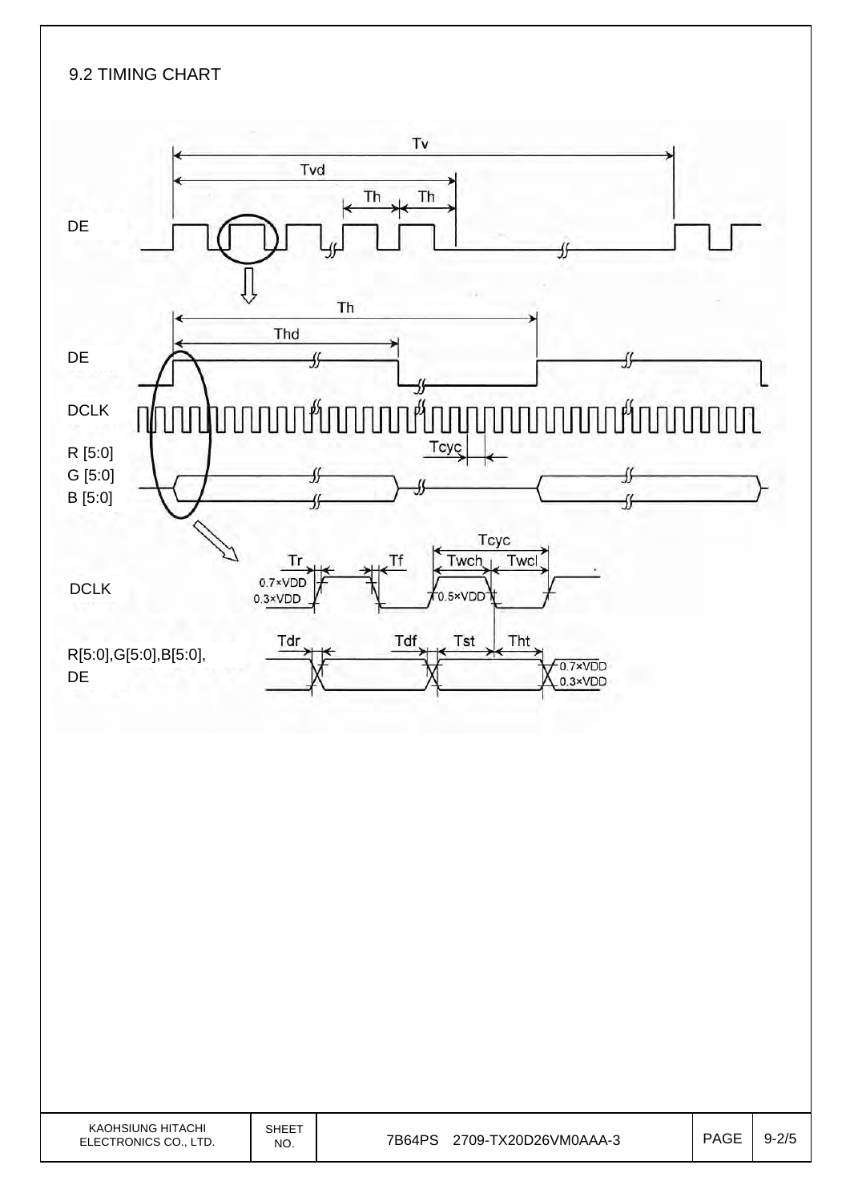## 9.2 TIMING CHART

Tv

Tvd

Th Th

DE

Th

Thd

DE

DCLK

Tcyc

R [5:0]
G [5:0]
B [5:0]

Tcyc

Tr Tf Twch Twcl

DCLK

0.7×VDD
0.3×VDD

0.5×VDD

Tdr Tdf Tst Tht

R[5:0],G[5:0],B[5:0],
DE

0.7×VDD
0.3×VDD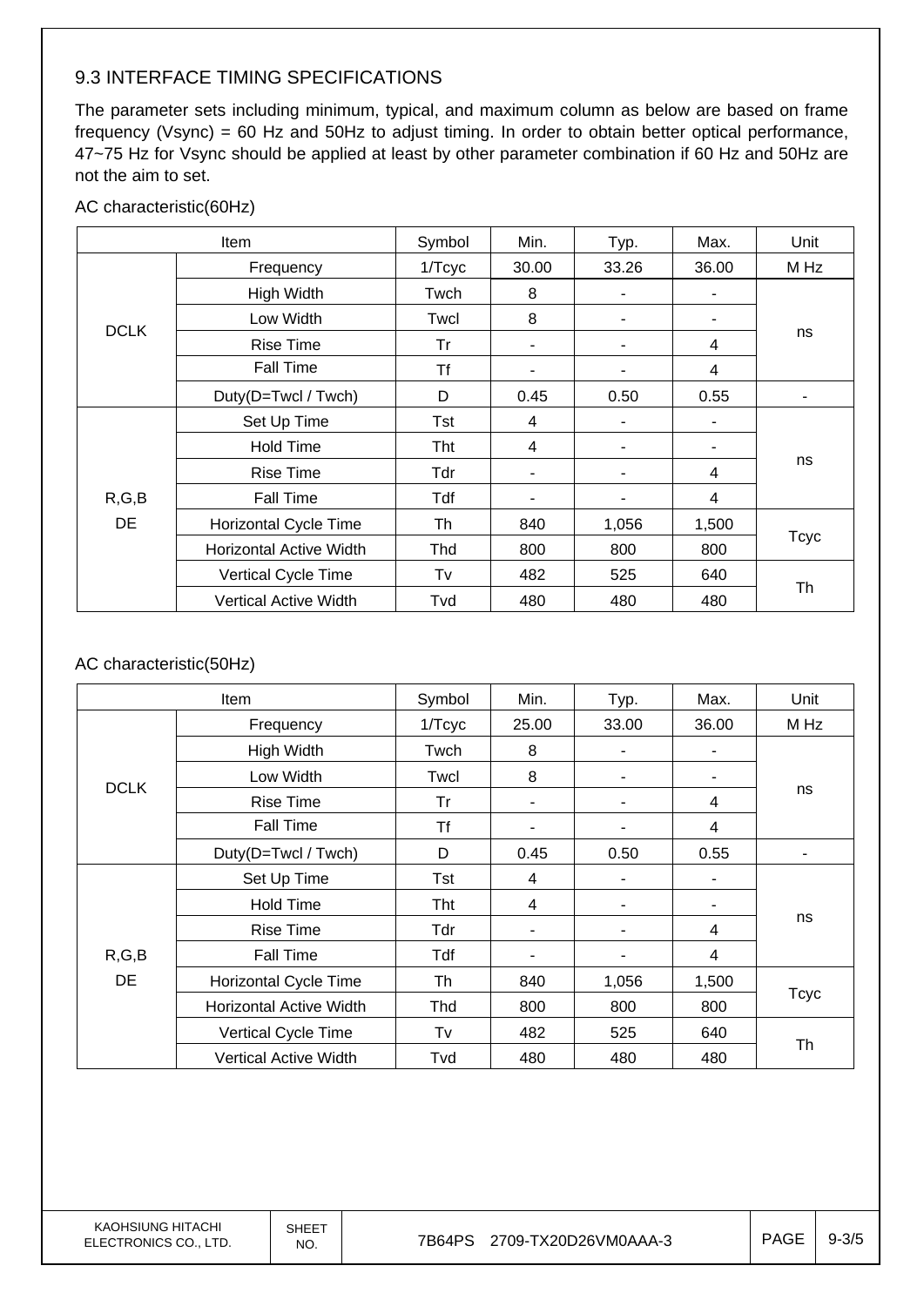### 9.3 INTERFACE TIMING SPECIFICATIONS

The parameter sets including minimum, typical, and maximum column as below are based on frame frequency (Vsync) = 60 Hz and 50Hz to adjust timing. In order to obtain better optical performance, 47~75 Hz for Vsync should be applied at least by other parameter combination if 60 Hz and 50Hz are not the aim to set.

AC characteristic(60Hz)

| Item | | Symbol | Min. | Typ. | Max. | Unit |
|---|---|---|---|---|---|---|
| DCLK | Frequency | 1/Tcyc | 30.00 | 33.26 | 36.00 | M Hz |
| | High Width | Twch | 8 | - | - | ns |
| | Low Width | Twcl | 8 | - | - | |
| | Rise Time | Tr | - | - | 4 | |
| | Fall Time | Tf | - | - | 4 | |
| | Duty(D=Twcl / Twch) | D | 0.45 | 0.50 | 0.55 | - |
| R,G,B DE | Set Up Time | Tst | 4 | - | - | ns |
| | Hold Time | Tht | 4 | - | - | |
| | Rise Time | Tdr | - | - | 4 | |
| | Fall Time | Tdf | - | - | 4 | |
| | Horizontal Cycle Time | Th | 840 | 1,056 | 1,500 | Tcyc |
| | Horizontal Active Width | Thd | 800 | 800 | 800 | |
| | Vertical Cycle Time | Tv | 482 | 525 | 640 | Th |
| | Vertical Active Width | Tvd | 480 | 480 | 480 | |

AC characteristic(50Hz)

| Item | | Symbol | Min. | Typ. | Max. | Unit |
|---|---|---|---|---|---|---|
| DCLK | Frequency | 1/Tcyc | 25.00 | 33.00 | 36.00 | M Hz |
| | High Width | Twch | 8 | - | - | ns |
| | Low Width | Twcl | 8 | - | - | |
| | Rise Time | Tr | - | - | 4 | |
| | Fall Time | Tf | - | - | 4 | |
| | Duty(D=Twcl / Twch) | D | 0.45 | 0.50 | 0.55 | - |
| R,G,B DE | Set Up Time | Tst | 4 | - | - | ns |
| | Hold Time | Tht | 4 | - | - | |
| | Rise Time | Tdr | - | - | 4 | |
| | Fall Time | Tdf | - | - | 4 | |
| | Horizontal Cycle Time | Th | 840 | 1,056 | 1,500 | Tcyc |
| | Horizontal Active Width | Thd | 800 | 800 | 800 | |
| | Vertical Cycle Time | Tv | 482 | 525 | 640 | Th |
| | Vertical Active Width | Tvd | 480 | 480 | 480 | |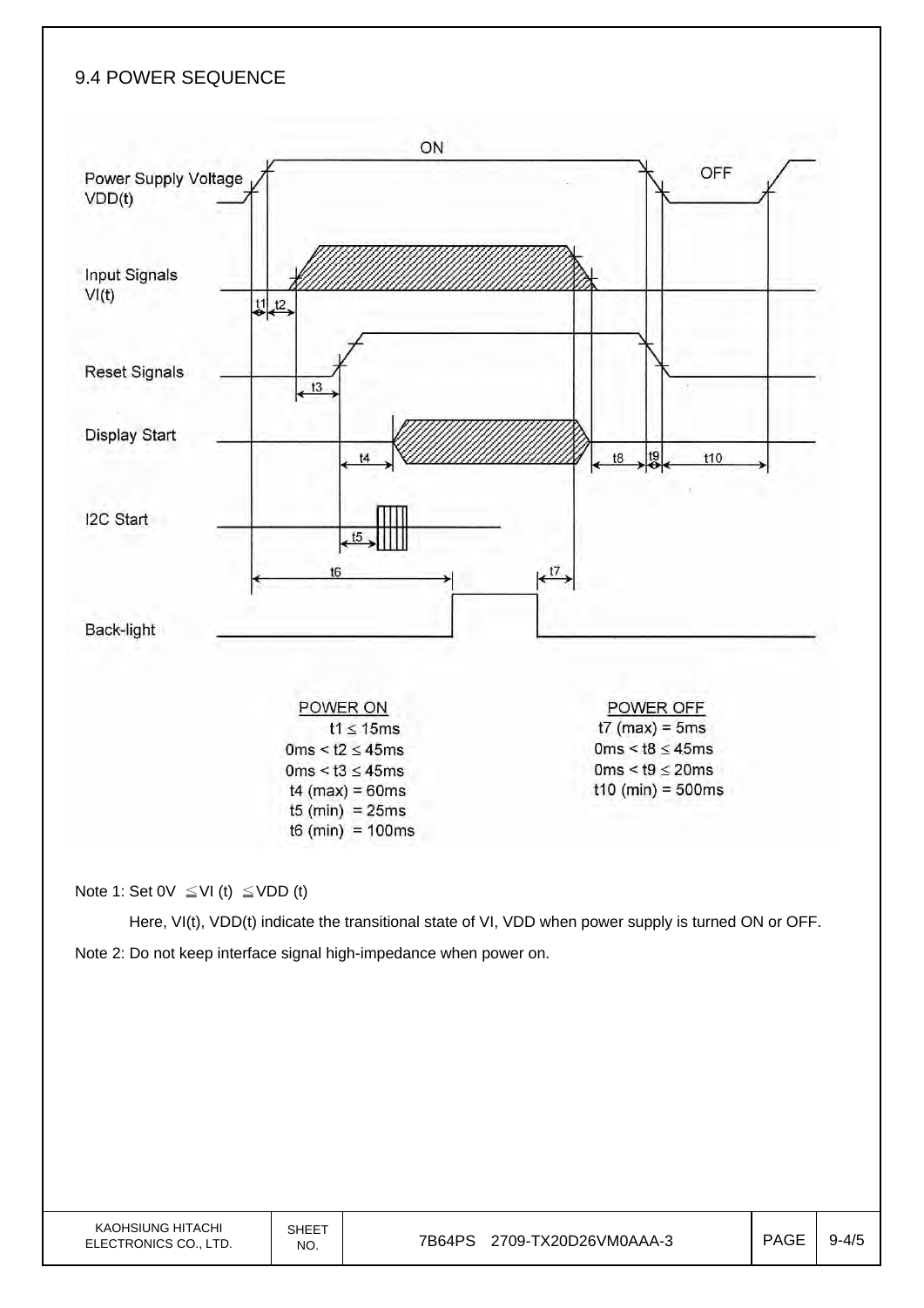## 9.4 POWER SEQUENCE

Power Supply Voltage VDD(t)

Input Signals VI(t)

Reset Signals

Display Start

I2C Start

Back-light

**POWER ON**

$t1 \leq 15ms$

$0ms < t2 \leq 45ms$

$0ms < t3 \leq 45ms$

t4 (max) = 60ms

t5 (min) = 25ms

t6 (min) = 100ms

**POWER OFF**

t7 (max) = 5ms

$0ms < t8 \leq 45ms$

$0ms < t9 \leq 20ms$

t10 (min) = 500ms

Note 1: Set $0V \leqq VI(t) \leqq VDD(t)$

Here, VI(t), VDD(t) indicate the transitional state of VI, VDD when power supply is turned ON or OFF.

Note 2: Do not keep interface signal high-impedance when power on.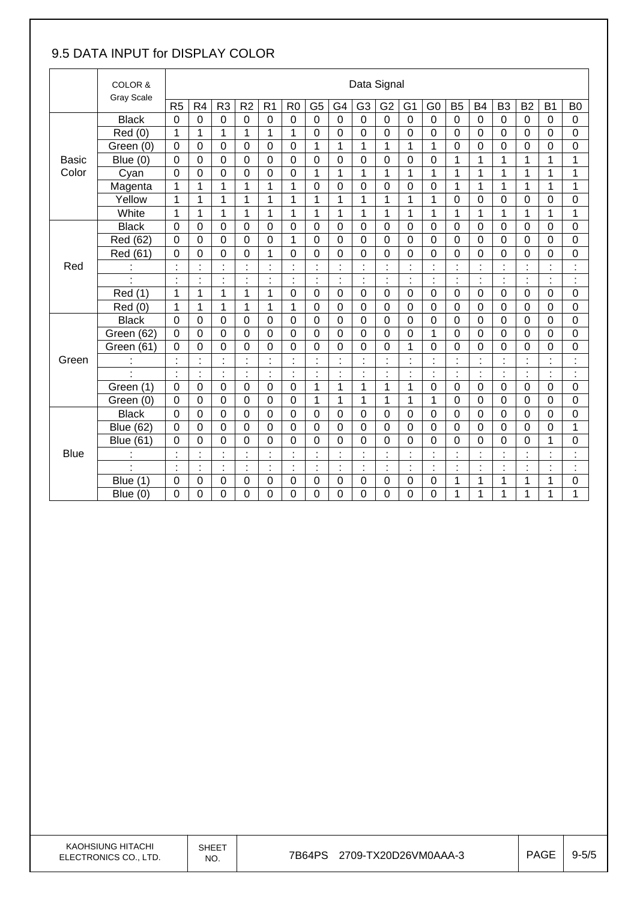## 9.5 DATA INPUT for DISPLAY COLOR

| | COLOR & Gray Scale | Data Signal | | | | | | | | | | | | | | | | | |
|---|---|---|---|---|---|---|---|---|---|---|---|---|---|---|---|---|---|---|---|
| | | R5 | R4 | R3 | R2 | R1 | R0 | G5 | G4 | G3 | G2 | G1 | G0 | B5 | B4 | B3 | B2 | B1 | B0 |
| Basic Color | Black | 0 | 0 | 0 | 0 | 0 | 0 | 0 | 0 | 0 | 0 | 0 | 0 | 0 | 0 | 0 | 0 | 0 | 0 |
| | Red (0) | 1 | 1 | 1 | 1 | 1 | 1 | 0 | 0 | 0 | 0 | 0 | 0 | 0 | 0 | 0 | 0 | 0 | 0 |
| | Green (0) | 0 | 0 | 0 | 0 | 0 | 0 | 1 | 1 | 1 | 1 | 1 | 1 | 0 | 0 | 0 | 0 | 0 | 0 |
| | Blue (0) | 0 | 0 | 0 | 0 | 0 | 0 | 0 | 0 | 0 | 0 | 0 | 0 | 1 | 1 | 1 | 1 | 1 | 1 |
| | Cyan | 0 | 0 | 0 | 0 | 0 | 0 | 1 | 1 | 1 | 1 | 1 | 1 | 1 | 1 | 1 | 1 | 1 | 1 |
| | Magenta | 1 | 1 | 1 | 1 | 1 | 1 | 0 | 0 | 0 | 0 | 0 | 0 | 1 | 1 | 1 | 1 | 1 | 1 |
| | Yellow | 1 | 1 | 1 | 1 | 1 | 1 | 1 | 1 | 1 | 1 | 1 | 1 | 0 | 0 | 0 | 0 | 0 | 0 |
| | White | 1 | 1 | 1 | 1 | 1 | 1 | 1 | 1 | 1 | 1 | 1 | 1 | 1 | 1 | 1 | 1 | 1 | 1 |
| Red | Black | 0 | 0 | 0 | 0 | 0 | 0 | 0 | 0 | 0 | 0 | 0 | 0 | 0 | 0 | 0 | 0 | 0 | 0 |
| | Red (62) | 0 | 0 | 0 | 0 | 0 | 1 | 0 | 0 | 0 | 0 | 0 | 0 | 0 | 0 | 0 | 0 | 0 | 0 |
| | Red (61) | 0 | 0 | 0 | 0 | 1 | 0 | 0 | 0 | 0 | 0 | 0 | 0 | 0 | 0 | 0 | 0 | 0 | 0 |
| | : | : | : | : | : | : | : | : | : | : | : | : | : | : | : | : | : | : | : |
| | : | : | : | : | : | : | : | : | : | : | : | : | : | : | : | : | : | : | : |
| | Red (1) | 1 | 1 | 1 | 1 | 1 | 0 | 0 | 0 | 0 | 0 | 0 | 0 | 0 | 0 | 0 | 0 | 0 | 0 |
| | Red (0) | 1 | 1 | 1 | 1 | 1 | 1 | 0 | 0 | 0 | 0 | 0 | 0 | 0 | 0 | 0 | 0 | 0 | 0 |
| Green | Black | 0 | 0 | 0 | 0 | 0 | 0 | 0 | 0 | 0 | 0 | 0 | 0 | 0 | 0 | 0 | 0 | 0 | 0 |
| | Green (62) | 0 | 0 | 0 | 0 | 0 | 0 | 0 | 0 | 0 | 0 | 0 | 1 | 0 | 0 | 0 | 0 | 0 | 0 |
| | Green (61) | 0 | 0 | 0 | 0 | 0 | 0 | 0 | 0 | 0 | 0 | 1 | 0 | 0 | 0 | 0 | 0 | 0 | 0 |
| | : | : | : | : | : | : | : | : | : | : | : | : | : | : | : | : | : | : | : |
| | : | : | : | : | : | : | : | : | : | : | : | : | : | : | : | : | : | : | : |
| | Green (1) | 0 | 0 | 0 | 0 | 0 | 0 | 1 | 1 | 1 | 1 | 1 | 0 | 0 | 0 | 0 | 0 | 0 | 0 |
| | Green (0) | 0 | 0 | 0 | 0 | 0 | 0 | 1 | 1 | 1 | 1 | 1 | 1 | 0 | 0 | 0 | 0 | 0 | 0 |
| Blue | Black | 0 | 0 | 0 | 0 | 0 | 0 | 0 | 0 | 0 | 0 | 0 | 0 | 0 | 0 | 0 | 0 | 0 | 0 |
| | Blue (62) | 0 | 0 | 0 | 0 | 0 | 0 | 0 | 0 | 0 | 0 | 0 | 0 | 0 | 0 | 0 | 0 | 0 | 1 |
| | Blue (61) | 0 | 0 | 0 | 0 | 0 | 0 | 0 | 0 | 0 | 0 | 0 | 0 | 0 | 0 | 0 | 0 | 1 | 0 |
| | : | : | : | : | : | : | : | : | : | : | : | : | : | : | : | : | : | : | : |
| | : | : | : | : | : | : | : | : | : | : | : | : | : | : | : | : | : | : | : |
| | Blue (1) | 0 | 0 | 0 | 0 | 0 | 0 | 0 | 0 | 0 | 0 | 0 | 0 | 1 | 1 | 1 | 1 | 1 | 0 |
| | Blue (0) | 0 | 0 | 0 | 0 | 0 | 0 | 0 | 0 | 0 | 0 | 0 | 0 | 1 | 1 | 1 | 1 | 1 | 1 |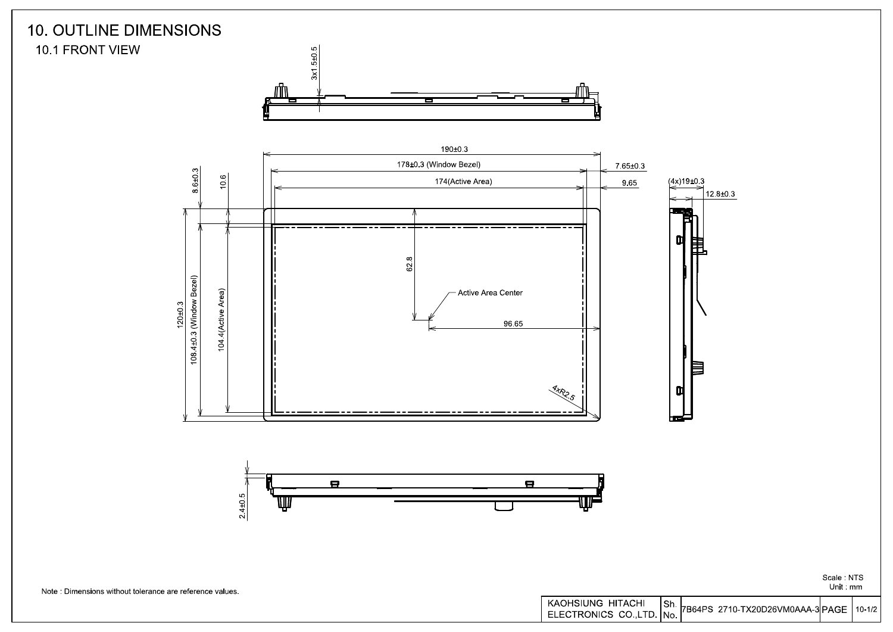# 10. OUTLINE DIMENSIONS

## 10.1 FRONT VIEW

3x1.5±0.5

190±0.3

178±0.3 (Window Bezel)

174(Active Area)

7.65±0.3

9.65

(4x)19±0.3

12.8±0.3

8.6±0.3

10.6

62.8

Active Area Center

96.65

120±0.3

108.4±0.3 (Window Bezel)

104.4(Active Area)

4xR2.5

2.4±0.5

Note : Dimensions without tolerance are reference values.

Scale : NTS
Unit : mm

| KAOHSIUNG HITACHI ELECTRONICS CO.,LTD. | Sh. No. | 7B64PS 2710-TX20D26VM0AAA-3 | PAGE | 10-1/2 |
|---|---|---|---|---|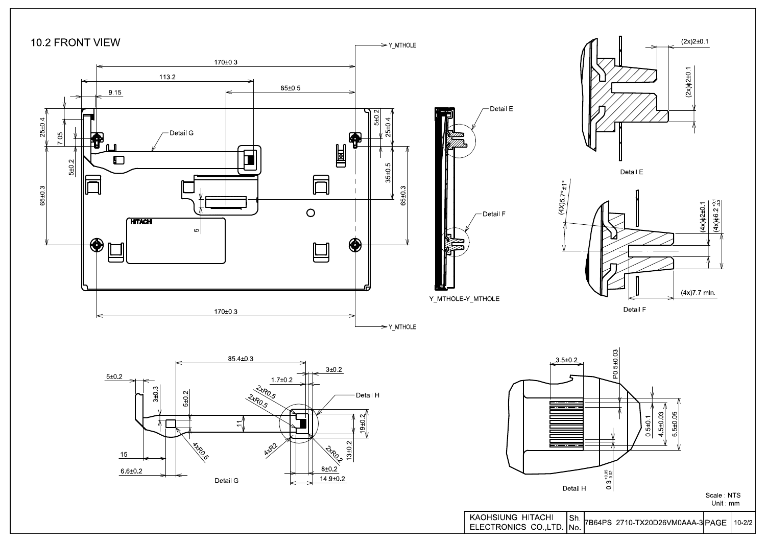## 10.2 FRONT VIEW

Detail G

Detail E

Detail F

Y_MTHOLE-Y_MTHOLE

Detail E

Detail F

Detail G

Detail H

Scale : NTS
Unit : mm

| KAOHSIUNG HITACHI ELECTRONICS CO.,LTD. | Sh. No. | 7B64PS 2710-TX20D26VM0AAA-3 | PAGE | 10-2/2 |
|---|---|---|---|---|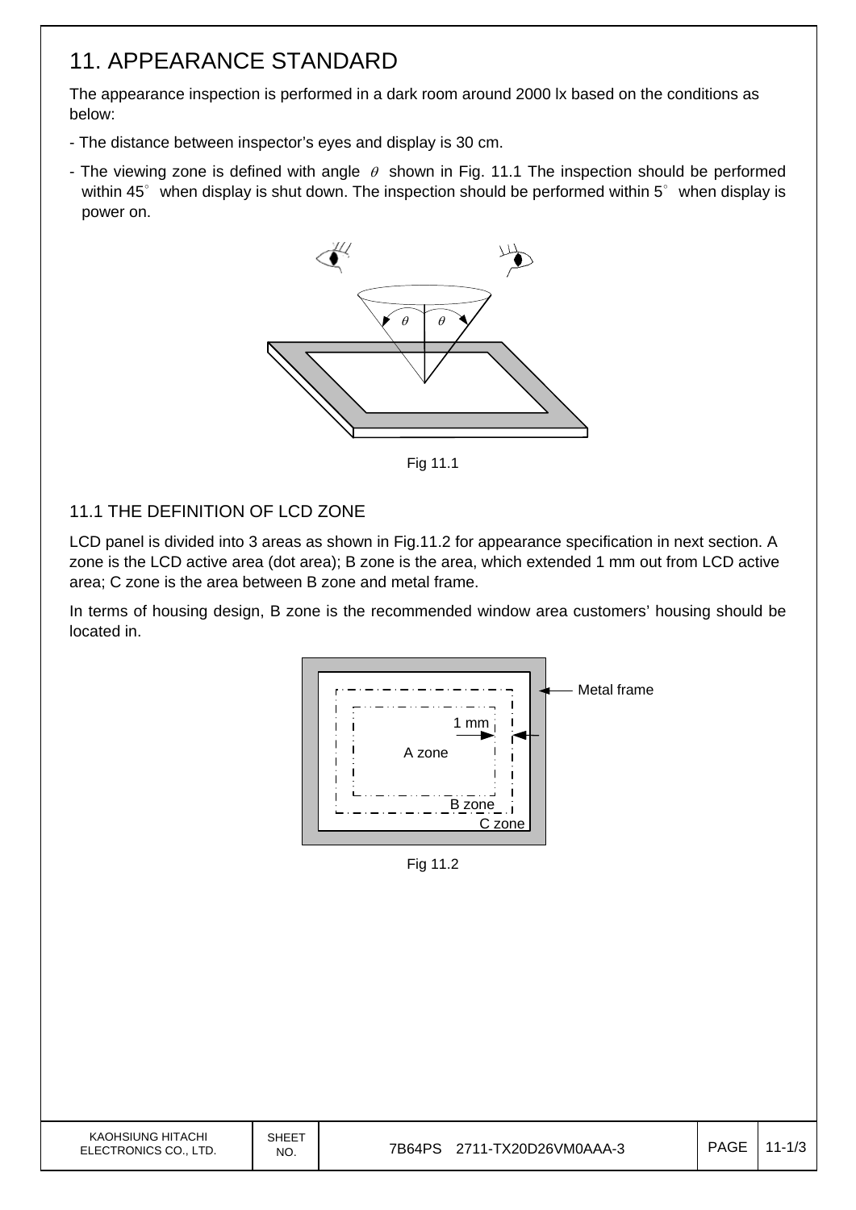# 11. APPEARANCE STANDARD

The appearance inspection is performed in a dark room around 2000 lx based on the conditions as below:

- The distance between inspector's eyes and display is 30 cm.
- The viewing zone is defined with angle $\theta$ shown in Fig. 11.1 The inspection should be performed within 45° when display is shut down. The inspection should be performed within 5° when display is power on.

Fig 11.1

## 11.1 THE DEFINITION OF LCD ZONE

LCD panel is divided into 3 areas as shown in Fig.11.2 for appearance specification in next section. A zone is the LCD active area (dot area); B zone is the area, which extended 1 mm out from LCD active area; C zone is the area between B zone and metal frame.

In terms of housing design, B zone is the recommended window area customers' housing should be located in.

Fig 11.2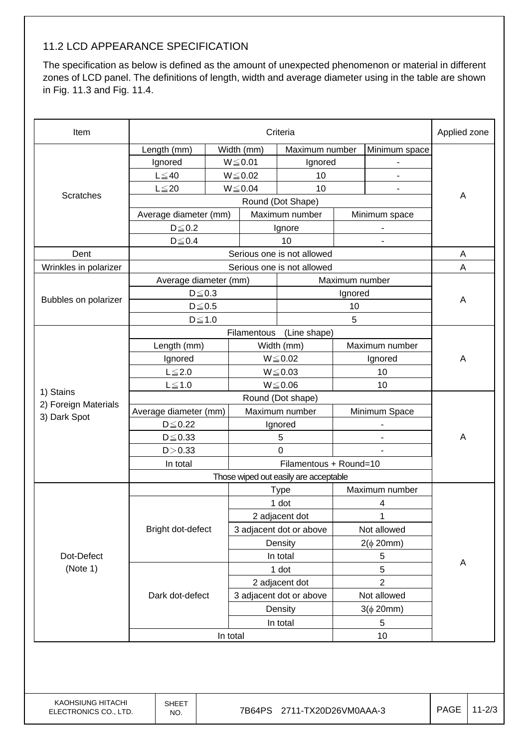### 11.2 LCD APPEARANCE SPECIFICATION

The specification as below is defined as the amount of unexpected phenomenon or material in different zones of LCD panel. The definitions of length, width and average diameter using in the table are shown in Fig. 11.3 and Fig. 11.4.

| Item | Criteria | | | | Applied zone |
|---|---|---|---|---|---|
| Scratches | Length (mm) | Width (mm) | Maximum number | Minimum space | A |
| | Ignored | W≦0.01 | Ignored | - | |
| | L≦40 | W≦0.02 | 10 | - | |
| | L≦20 | W≦0.04 | 10 | - | |
| | Round (Dot Shape) | | | | |
| | Average diameter (mm) | | Maximum number | Minimum space | |
| | D≦0.2 | | Ignore | - | |
| | D≦0.4 | | 10 | - | |
| Dent | Serious one is not allowed | | | | A |
| Wrinkles in polarizer | Serious one is not allowed | | | | A |
| Bubbles on polarizer | Average diameter (mm) | | Maximum number | | A |
| | D≦0.3 | | Ignored | | |
| | D≦0.5 | | 10 | | |
| | D≦1.0 | | 5 | | |
| 1) Stains<br>2) Foreign Materials<br>3) Dark Spot | Filamentous (Line shape) | | | | A |
| | Length (mm) | Width (mm) | Maximum number | | |
| | Ignored | W≦0.02 | Ignored | | |
| | L≦2.0 | W≦0.03 | 10 | | |
| | L≦1.0 | W≦0.06 | 10 | | |
| | Round (Dot shape) | | | | A |
| | Average diameter (mm) | Maximum number | Minimum Space | | |
| | D≦0.22 | Ignored | - | | |
| | D≦0.33 | 5 | - | | |
| | D＞0.33 | 0 | - | | |
| | In total | Filamentous + Round=10 | | | |
| | Those wiped out easily are acceptable | | | | |
| Dot-Defect<br>(Note 1) | | Type | Maximum number | | A |
| | Bright dot-defect | 1 dot | 4 | | |
| | | 2 adjacent dot | 1 | | |
| | | 3 adjacent dot or above | Not allowed | | |
| | | Density | 2(ϕ 20mm) | | |
| | | In total | 5 | | |
| | Dark dot-defect | 1 dot | 5 | | |
| | | 2 adjacent dot | 2 | | |
| | | 3 adjacent dot or above | Not allowed | | |
| | | Density | 3(ϕ 20mm) | | |
| | | In total | 5 | | |
| | In total | | 10 | | |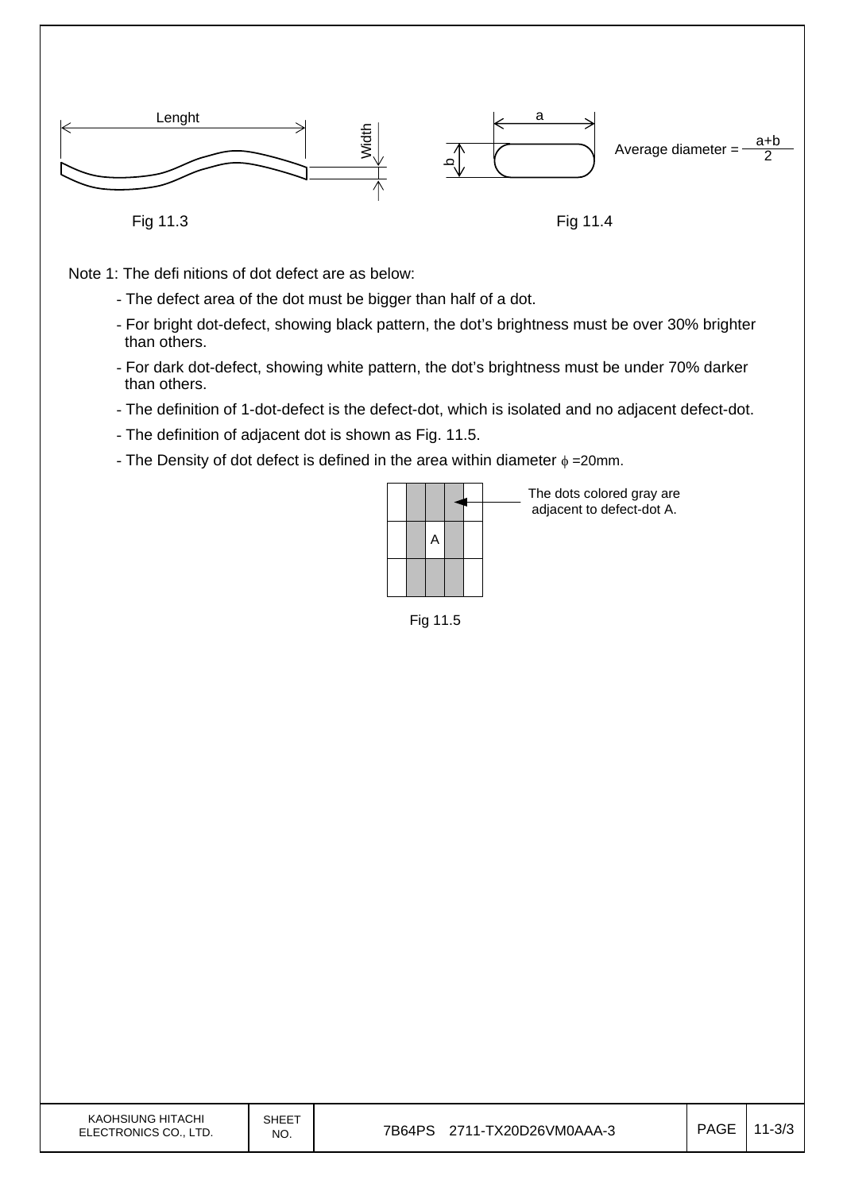Lenght

Width

Fig 11.3

a

b

Average diameter = $\frac{a+b}{2}$

Fig 11.4

Note 1: The defi nitions of dot defect are as below:

- The defect area of the dot must be bigger than half of a dot.
- For bright dot-defect, showing black pattern, the dot's brightness must be over 30% brighter than others.
- For dark dot-defect, showing white pattern, the dot's brightness must be under 70% darker than others.
- The definition of 1-dot-defect is the defect-dot, which is isolated and no adjacent defect-dot.
- The definition of adjacent dot is shown as Fig. 11.5.
- The Density of dot defect is defined in the area within diameter $\phi$ =20mm.

The dots colored gray are adjacent to defect-dot A.

A

Fig 11.5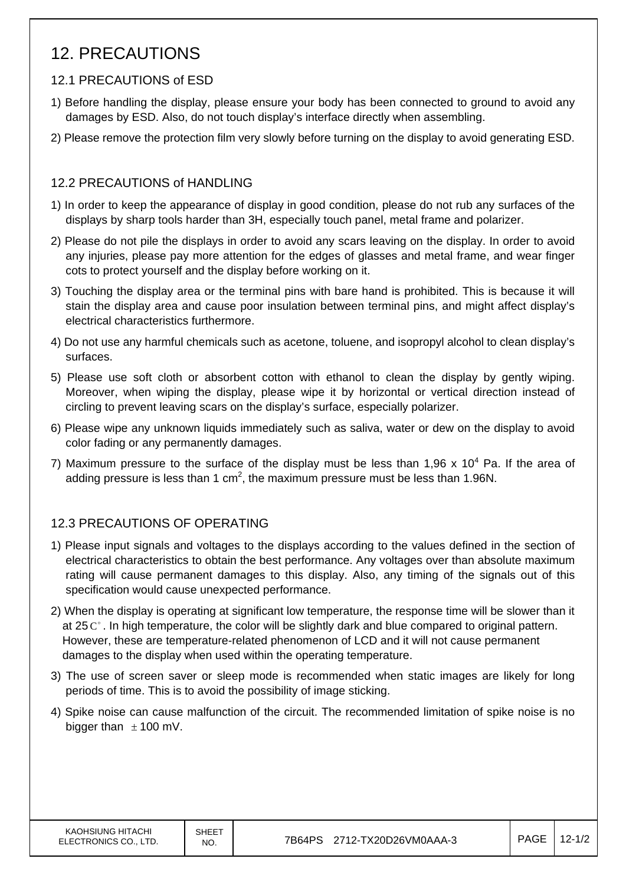# 12. PRECAUTIONS

## 12.1 PRECAUTIONS of ESD

1) Before handling the display, please ensure your body has been connected to ground to avoid any damages by ESD. Also, do not touch display's interface directly when assembling.
2) Please remove the protection film very slowly before turning on the display to avoid generating ESD.

## 12.2 PRECAUTIONS of HANDLING

1) In order to keep the appearance of display in good condition, please do not rub any surfaces of the displays by sharp tools harder than 3H, especially touch panel, metal frame and polarizer.
2) Please do not pile the displays in order to avoid any scars leaving on the display. In order to avoid any injuries, please pay more attention for the edges of glasses and metal frame, and wear finger cots to protect yourself and the display before working on it.
3) Touching the display area or the terminal pins with bare hand is prohibited. This is because it will stain the display area and cause poor insulation between terminal pins, and might affect display's electrical characteristics furthermore.
4) Do not use any harmful chemicals such as acetone, toluene, and isopropyl alcohol to clean display's surfaces.
5) Please use soft cloth or absorbent cotton with ethanol to clean the display by gently wiping. Moreover, when wiping the display, please wipe it by horizontal or vertical direction instead of circling to prevent leaving scars on the display's surface, especially polarizer.
6) Please wipe any unknown liquids immediately such as saliva, water or dew on the display to avoid color fading or any permanently damages.
7) Maximum pressure to the surface of the display must be less than 1,96 x $10^4$ Pa. If the area of adding pressure is less than 1 $cm^2$, the maximum pressure must be less than 1.96N.

## 12.3 PRECAUTIONS OF OPERATING

1) Please input signals and voltages to the displays according to the values defined in the section of electrical characteristics to obtain the best performance. Any voltages over than absolute maximum rating will cause permanent damages to this display. Also, any timing of the signals out of this specification would cause unexpected performance.
2) When the display is operating at significant low temperature, the response time will be slower than it at 25C°. In high temperature, the color will be slightly dark and blue compared to original pattern. However, these are temperature-related phenomenon of LCD and it will not cause permanent damages to the display when used within the operating temperature.
3) The use of screen saver or sleep mode is recommended when static images are likely for long periods of time. This is to avoid the possibility of image sticking.
4) Spike noise can cause malfunction of the circuit. The recommended limitation of spike noise is no bigger than $\pm$100 mV.

| KAOHSIUNG HITACHI ELECTRONICS CO., LTD. | SHEET NO. | 7B64PS 2712-TX20D26VM0AAA-3 | PAGE | 12-1/2 |
|---|---|---|---|---|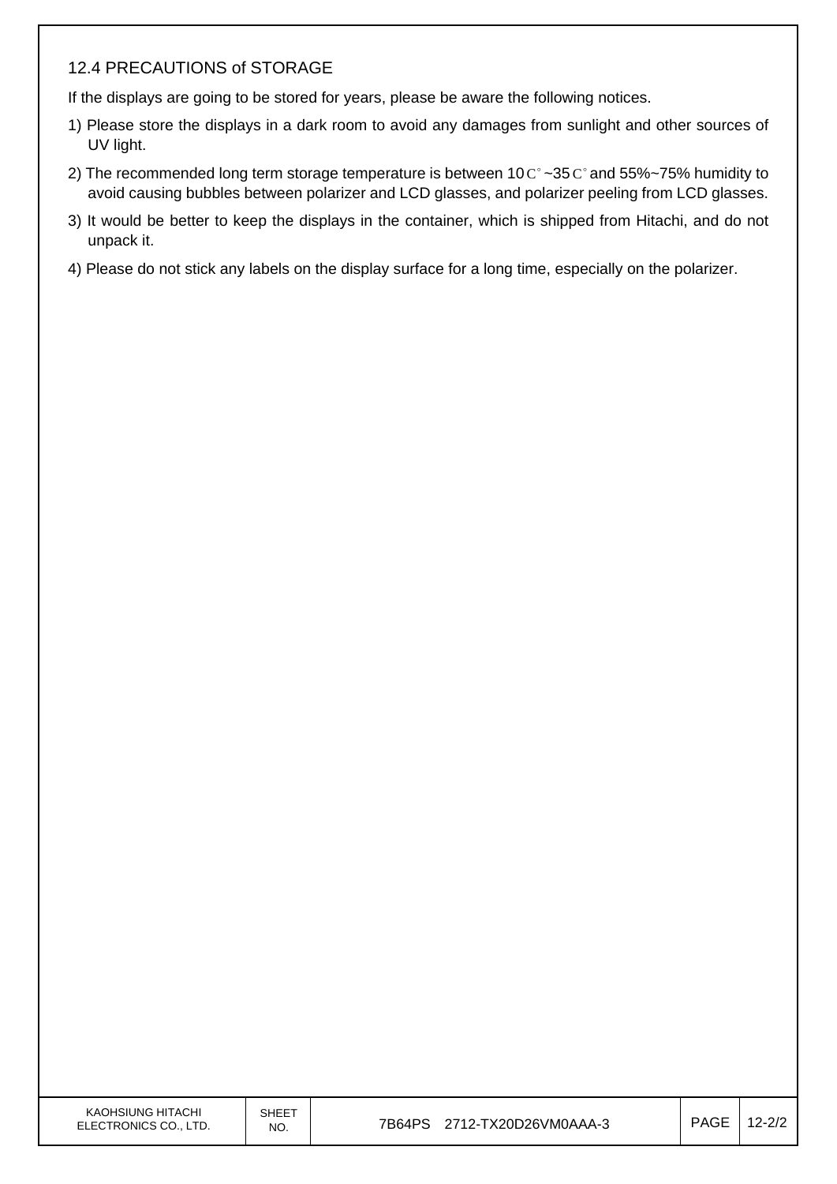## 12.4 PRECAUTIONS of STORAGE

If the displays are going to be stored for years, please be aware the following notices.

1) Please store the displays in a dark room to avoid any damages from sunlight and other sources of UV light.

2) The recommended long term storage temperature is between 10C°~35C° and 55%~75% humidity to avoid causing bubbles between polarizer and LCD glasses, and polarizer peeling from LCD glasses.

3) It would be better to keep the displays in the container, which is shipped from Hitachi, and do not unpack it.

4) Please do not stick any labels on the display surface for a long time, especially on the polarizer.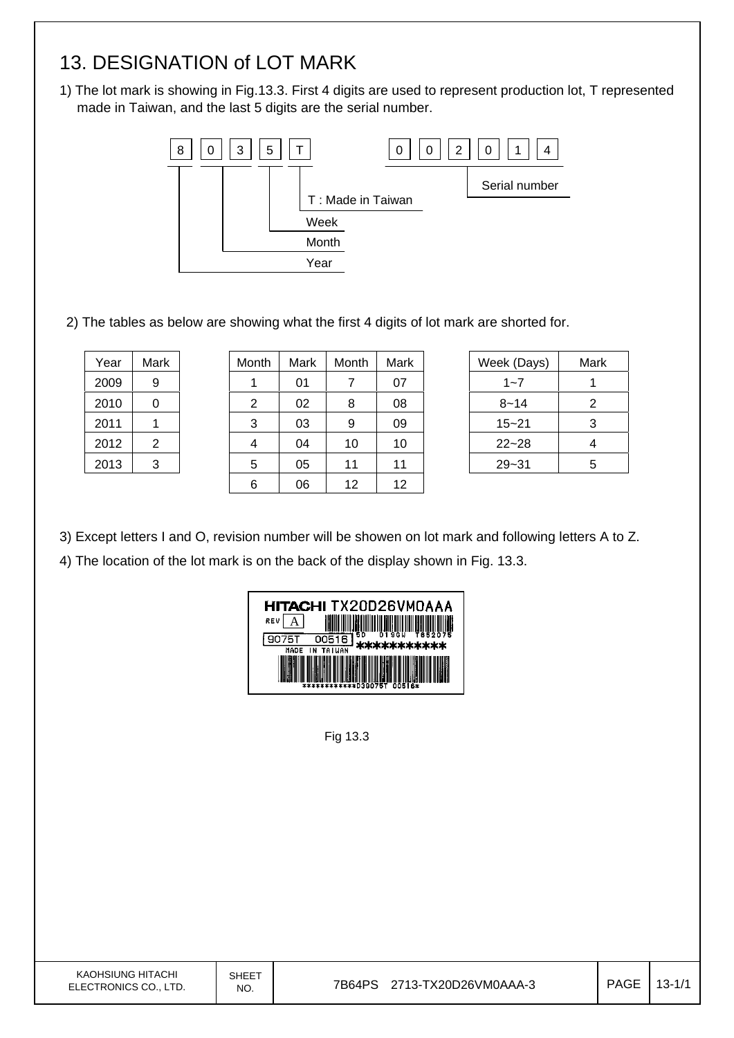# 13. DESIGNATION of LOT MARK

1) The lot mark is showing in Fig.13.3. First 4 digits are used to represent production lot, T represented made in Taiwan, and the last 5 digits are the serial number.

8 0 3 5 T 0 0 2 0 1 4

Year
Month
Week
T : Made in Taiwan
Serial number

2) The tables as below are showing what the first 4 digits of lot mark are shorted for.

| Year | Mark |
|---|---|
| 2009 | 9 |
| 2010 | 0 |
| 2011 | 1 |
| 2012 | 2 |
| 2013 | 3 |

| Month | Mark | Month | Mark |
|---|---|---|---|
| 1 | 01 | 7 | 07 |
| 2 | 02 | 8 | 08 |
| 3 | 03 | 9 | 09 |
| 4 | 04 | 10 | 10 |
| 5 | 05 | 11 | 11 |
| 6 | 06 | 12 | 12 |

| Week (Days) | Mark |
|---|---|
| 1~7 | 1 |
| 8~14 | 2 |
| 15~21 | 3 |
| 22~28 | 4 |
| 29~31 | 5 |

3) Except letters I and O, revision number will be showen on lot mark and following letters A to Z.

4) The location of the lot mark is on the back of the display shown in Fig. 13.3.

HITACHI TX20D26VM0AAA
REV A
9075T 00516 5D 019GW T652075
MADE IN TAIWAN ***********
************D39075T 00516*

Fig 13.3